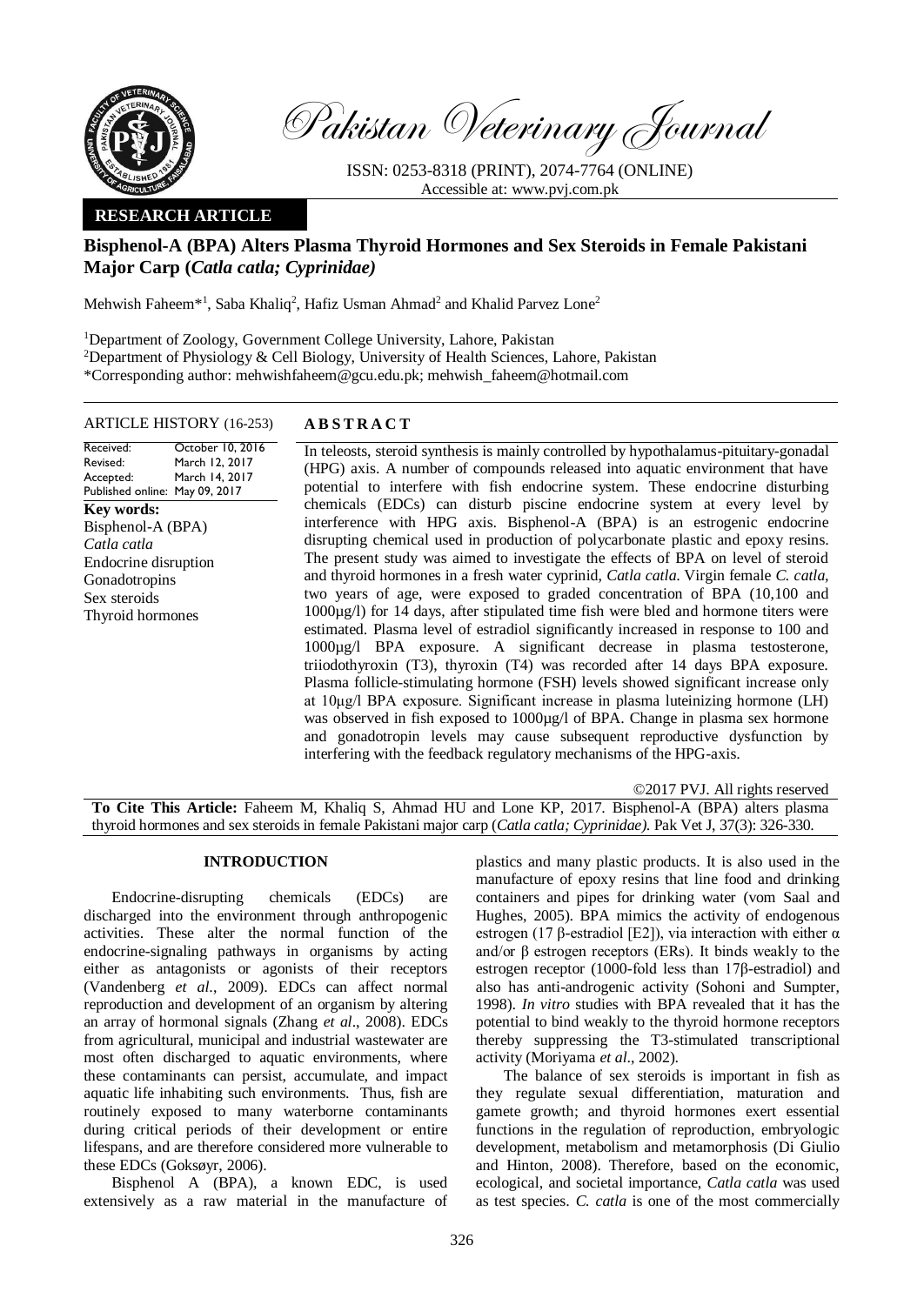# Pakistan Veterinary Journal

ISSN: 0253-8318 (PRINT), 2074-7764 (ONLINE)
Accessible at: www.pvj.com.pk

**RESEARCH ARTICLE**

## Bisphenol-A (BPA) Alters Plasma Thyroid Hormones and Sex Steroids in Female Pakistani Major Carp (*Catla catla; Cyprinidae)*

Mehwish Faheem*[1], Saba Khaliq[2], Hafiz Usman Ahmad[2] and Khalid Parvez Lone[2]

[1]Department of Zoology, Government College University, Lahore, Pakistan
[2]Department of Physiology & Cell Biology, University of Health Sciences, Lahore, Pakistan
*Corresponding author: mehwishfaheem@gcu.edu.pk; mehwish_faheem@hotmail.com

**ARTICLE HISTORY** (16-253)

| | |
|---|---|
| Received: | October 10, 2016 |
| Revised: | March 12, 2017 |
| Accepted: | March 14, 2017 |
| Published online: | May 09, 2017 |

**Key words:**
Bisphenol-A (BPA)
*Catla catla*
Endocrine disruption
Gonadotropins
Sex steroids
Thyroid hormones

**ABSTRACT**

In teleosts, steroid synthesis is mainly controlled by hypothalamus-pituitary-gonadal (HPG) axis. A number of compounds released into aquatic environment that have potential to interfere with fish endocrine system. These endocrine disturbing chemicals (EDCs) can disturb piscine endocrine system at every level by interference with HPG axis. Bisphenol-A (BPA) is an estrogenic endocrine disrupting chemical used in production of polycarbonate plastic and epoxy resins. The present study was aimed to investigate the effects of BPA on level of steroid and thyroid hormones in a fresh water cyprinid, *Catla catla*. Virgin female *C. catla*, two years of age, were exposed to graded concentration of BPA (10,100 and 1000µg/l) for 14 days, after stipulated time fish were bled and hormone titers were estimated. Plasma level of estradiol significantly increased in response to 100 and 1000µg/l BPA exposure. A significant decrease in plasma testosterone, triiodothyroxin (T3), thyroxin (T4) was recorded after 14 days BPA exposure. Plasma follicle-stimulating hormone (FSH) levels showed significant increase only at 10µg/l BPA exposure. Significant increase in plasma luteinizing hormone (LH) was observed in fish exposed to 1000µg/l of BPA. Change in plasma sex hormone and gonadotropin levels may cause subsequent reproductive dysfunction by interfering with the feedback regulatory mechanisms of the HPG-axis.

©2017 PVJ. All rights reserved

**To Cite This Article:** Faheem M, Khaliq S, Ahmad HU and Lone KP, 2017. Bisphenol-A (BPA) alters plasma thyroid hormones and sex steroids in female Pakistani major carp (*Catla catla; Cyprinidae)*. Pak Vet J, 37(3): 326-330.

## INTRODUCTION

Endocrine-disrupting chemicals (EDCs) are discharged into the environment through anthropogenic activities. These alter the normal function of the endocrine-signaling pathways in organisms by acting either as antagonists or agonists of their receptors (Vandenberg *et al*., 2009). EDCs can affect normal reproduction and development of an organism by altering an array of hormonal signals (Zhang *et al*., 2008). EDCs from agricultural, municipal and industrial wastewater are most often discharged to aquatic environments, where these contaminants can persist, accumulate, and impact aquatic life inhabiting such environments. Thus, fish are routinely exposed to many waterborne contaminants during critical periods of their development or entire lifespans, and are therefore considered more vulnerable to these EDCs (Goksøyr, 2006).

Bisphenol A (BPA), a known EDC, is used extensively as a raw material in the manufacture of plastics and many plastic products. It is also used in the manufacture of epoxy resins that line food and drinking containers and pipes for drinking water (vom Saal and Hughes, 2005). BPA mimics the activity of endogenous estrogen (17 β-estradiol [E2]), via interaction with either α and/or β estrogen receptors (ERs). It binds weakly to the estrogen receptor (1000-fold less than 17β-estradiol) and also has anti-androgenic activity (Sohoni and Sumpter, 1998). *In vitro* studies with BPA revealed that it has the potential to bind weakly to the thyroid hormone receptors thereby suppressing the T3-stimulated transcriptional activity (Moriyama *et al*., 2002).

The balance of sex steroids is important in fish as they regulate sexual differentiation, maturation and gamete growth; and thyroid hormones exert essential functions in the regulation of reproduction, embryologic development, metabolism and metamorphosis (Di Giulio and Hinton, 2008). Therefore, based on the economic, ecological, and societal importance, *Catla catla* was used as test species. *C. catla* is one of the most commercially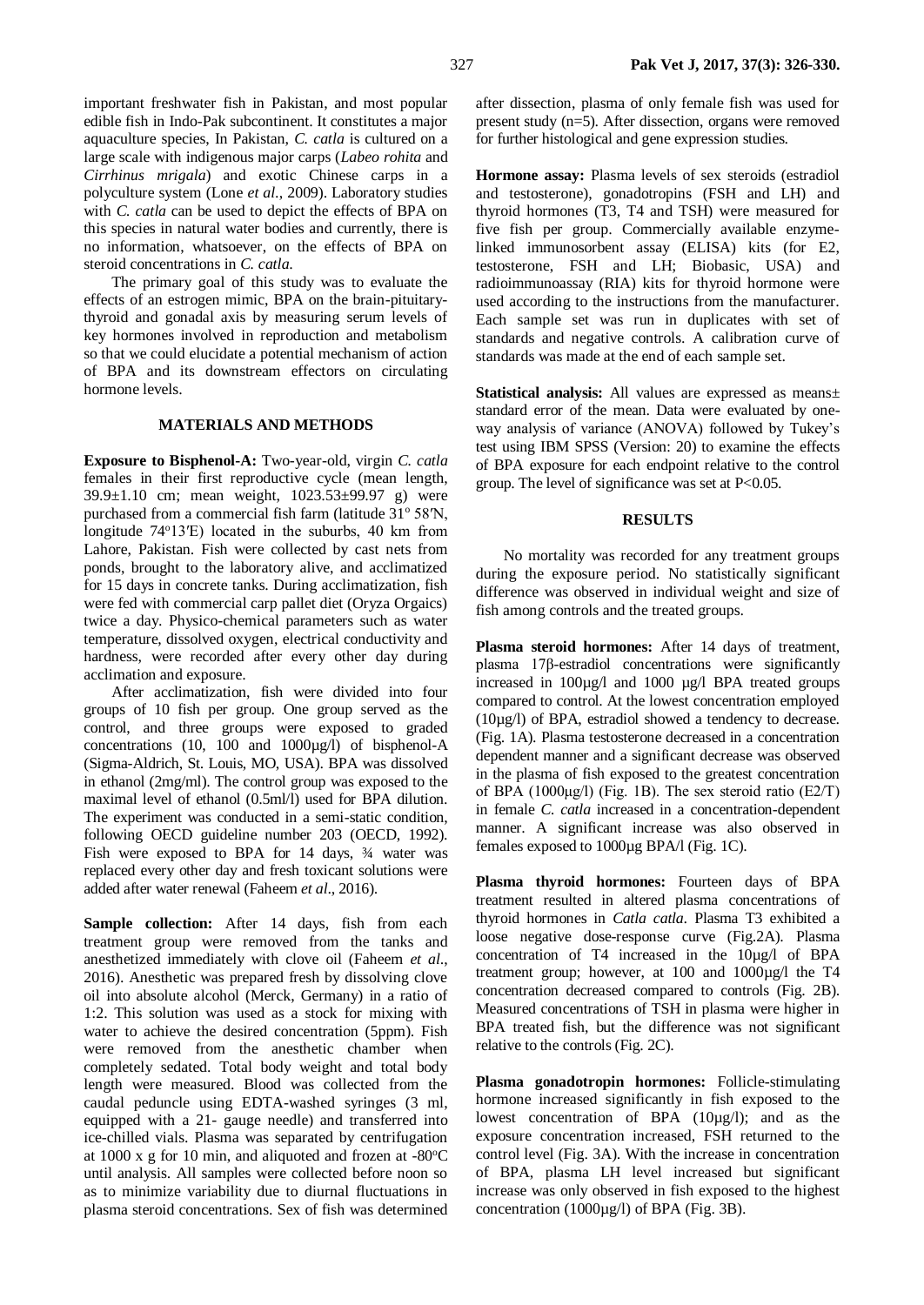important freshwater fish in Pakistan, and most popular edible fish in Indo-Pak subcontinent. It constitutes a major aquaculture species, In Pakistan, *C. catla* is cultured on a large scale with indigenous major carps (*Labeo rohita* and *Cirrhinus mrigala*) and exotic Chinese carps in a polyculture system (Lone *et al.*, 2009). Laboratory studies with *C. catla* can be used to depict the effects of BPA on this species in natural water bodies and currently, there is no information, whatsoever, on the effects of BPA on steroid concentrations in *C. catla.*

The primary goal of this study was to evaluate the effects of an estrogen mimic, BPA on the brain-pituitary-thyroid and gonadal axis by measuring serum levels of key hormones involved in reproduction and metabolism so that we could elucidate a potential mechanism of action of BPA and its downstream effectors on circulating hormone levels.

## MATERIALS AND METHODS

**Exposure to Bisphenol-A:** Two-year-old, virgin *C. catla* females in their first reproductive cycle (mean length, 39.9±1.10 cm; mean weight, 1023.53±99.97 g) were purchased from a commercial fish farm (latitude 31° 58′N, longitude 74°13′E) located in the suburbs, 40 km from Lahore, Pakistan. Fish were collected by cast nets from ponds, brought to the laboratory alive, and acclimatized for 15 days in concrete tanks. During acclimatization, fish were fed with commercial carp pallet diet (Oryza Orgaics) twice a day. Physico-chemical parameters such as water temperature, dissolved oxygen, electrical conductivity and hardness, were recorded after every other day during acclimation and exposure.

After acclimatization, fish were divided into four groups of 10 fish per group. One group served as the control, and three groups were exposed to graded concentrations (10, 100 and 1000µg/l) of bisphenol-A (Sigma-Aldrich, St. Louis, MO, USA). BPA was dissolved in ethanol (2mg/ml). The control group was exposed to the maximal level of ethanol (0.5ml/l) used for BPA dilution. The experiment was conducted in a semi-static condition, following OECD guideline number 203 (OECD, 1992). Fish were exposed to BPA for 14 days, ¾ water was replaced every other day and fresh toxicant solutions were added after water renewal (Faheem *et al*., 2016).

**Sample collection:** After 14 days, fish from each treatment group were removed from the tanks and anesthetized immediately with clove oil (Faheem *et al*., 2016). Anesthetic was prepared fresh by dissolving clove oil into absolute alcohol (Merck, Germany) in a ratio of 1:2. This solution was used as a stock for mixing with water to achieve the desired concentration (5ppm). Fish were removed from the anesthetic chamber when completely sedated. Total body weight and total body length were measured. Blood was collected from the caudal peduncle using EDTA-washed syringes (3 ml, equipped with a 21- gauge needle) and transferred into ice-chilled vials. Plasma was separated by centrifugation at 1000 x g for 10 min, and aliquoted and frozen at -80°C until analysis. All samples were collected before noon so as to minimize variability due to diurnal fluctuations in plasma steroid concentrations. Sex of fish was determined after dissection, plasma of only female fish was used for present study (n=5). After dissection, organs were removed for further histological and gene expression studies.

**Hormone assay:** Plasma levels of sex steroids (estradiol and testosterone), gonadotropins (FSH and LH) and thyroid hormones (T3, T4 and TSH) were measured for five fish per group. Commercially available enzyme-linked immunosorbent assay (ELISA) kits (for E2, testosterone, FSH and LH; Biobasic, USA) and radioimmunoassay (RIA) kits for thyroid hormone were used according to the instructions from the manufacturer. Each sample set was run in duplicates with set of standards and negative controls. A calibration curve of standards was made at the end of each sample set.

**Statistical analysis:** All values are expressed as means± standard error of the mean. Data were evaluated by one-way analysis of variance (ANOVA) followed by Tukey's test using IBM SPSS (Version: 20) to examine the effects of BPA exposure for each endpoint relative to the control group. The level of significance was set at $P<0.05$.

## RESULTS

No mortality was recorded for any treatment groups during the exposure period. No statistically significant difference was observed in individual weight and size of fish among controls and the treated groups.

**Plasma steroid hormones:** After 14 days of treatment, plasma 17β-estradiol concentrations were significantly increased in 100µg/l and 1000 µg/l BPA treated groups compared to control. At the lowest concentration employed (10µg/l) of BPA, estradiol showed a tendency to decrease. (Fig. 1A). Plasma testosterone decreased in a concentration dependent manner and a significant decrease was observed in the plasma of fish exposed to the greatest concentration of BPA (1000µg/l) (Fig. 1B). The sex steroid ratio (E2/T) in female *C. catla* increased in a concentration-dependent manner. A significant increase was also observed in females exposed to 1000µg BPA/l (Fig. 1C).

**Plasma thyroid hormones:** Fourteen days of BPA treatment resulted in altered plasma concentrations of thyroid hormones in *Catla catla*. Plasma T3 exhibited a loose negative dose-response curve (Fig.2A). Plasma concentration of T4 increased in the 10µg/l of BPA treatment group; however, at 100 and 1000µg/l the T4 concentration decreased compared to controls (Fig. 2B). Measured concentrations of TSH in plasma were higher in BPA treated fish, but the difference was not significant relative to the controls (Fig. 2C).

**Plasma gonadotropin hormones:** Follicle-stimulating hormone increased significantly in fish exposed to the lowest concentration of BPA (10µg/l); and as the exposure concentration increased, FSH returned to the control level (Fig. 3A). With the increase in concentration of BPA, plasma LH level increased but significant increase was only observed in fish exposed to the highest concentration (1000µg/l) of BPA (Fig. 3B).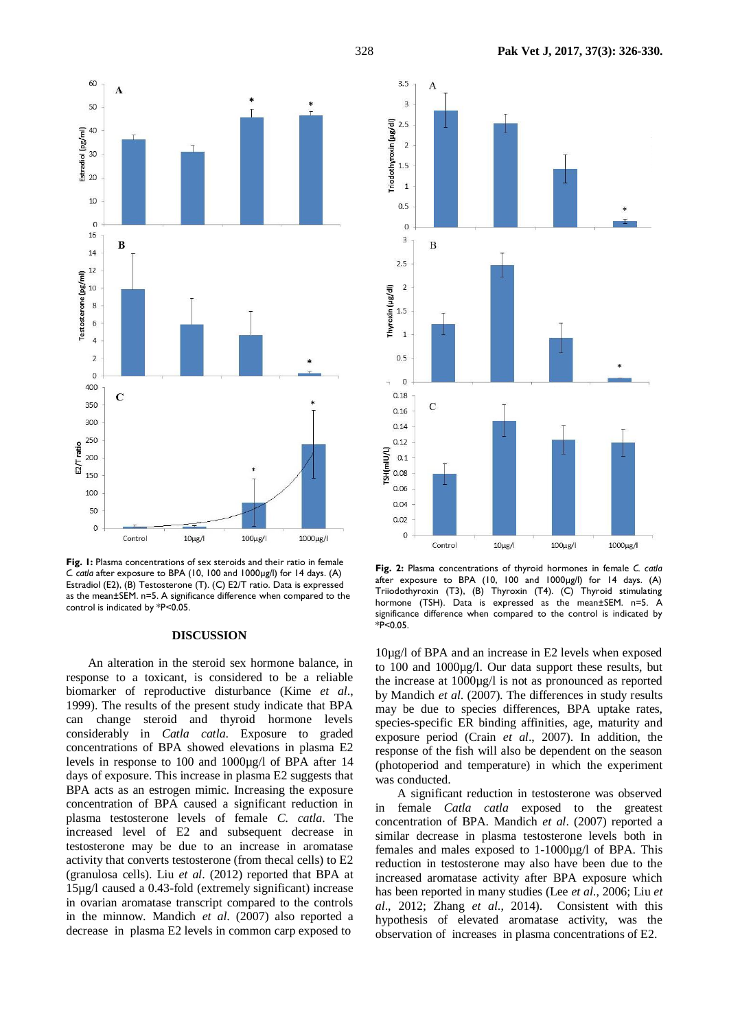Fig. 1: Plasma concentrations of sex steroids and their ratio in female *C. catla* after exposure to BPA (10, 100 and 1000µg/l) for 14 days. (A) Estradiol (E2), (B) Testosterone (T). (C) E2/T ratio. Data is expressed as the mean±SEM. n=5. A significance difference when compared to the control is indicated by *P<0.05.

Fig. 2: Plasma concentrations of thyroid hormones in female *C. catla* after exposure to BPA (10, 100 and 1000µg/l) for 14 days. (A) Triiodothyroxin (T3), (B) Thyroxin (T4). (C) Thyroid stimulating hormone (TSH). Data is expressed as the mean±SEM. n=5. A significance difference when compared to the control is indicated by *P<0.05.

## DISCUSSION

An alteration in the steroid sex hormone balance, in response to a toxicant, is considered to be a reliable biomarker of reproductive disturbance (Kime *et al*., 1999). The results of the present study indicate that BPA can change steroid and thyroid hormone levels considerably in *Catla catla*. Exposure to graded concentrations of BPA showed elevations in plasma E2 levels in response to 100 and 1000µg/l of BPA after 14 days of exposure. This increase in plasma E2 suggests that BPA acts as an estrogen mimic. Increasing the exposure concentration of BPA caused a significant reduction in plasma testosterone levels of female *C. catla*. The increased level of E2 and subsequent decrease in testosterone may be due to an increase in aromatase activity that converts testosterone (from thecal cells) to E2 (granulosa cells). Liu *et al*. (2012) reported that BPA at 15µg/l caused a 0.43-fold (extremely significant) increase in ovarian aromatase transcript compared to the controls in the minnow. Mandich *et al*. (2007) also reported a decrease in plasma E2 levels in common carp exposed to 10µg/l of BPA and an increase in E2 levels when exposed to 100 and 1000µg/l. Our data support these results, but the increase at 1000µg/l is not as pronounced as reported by Mandich *et al*. (2007). The differences in study results may be due to species differences, BPA uptake rates, species-specific ER binding affinities, age, maturity and exposure period (Crain *et al*., 2007). In addition, the response of the fish will also be dependent on the season (photoperiod and temperature) in which the experiment was conducted.

A significant reduction in testosterone was observed in female *Catla catla* exposed to the greatest concentration of BPA. Mandich *et al*. (2007) reported a similar decrease in plasma testosterone levels both in females and males exposed to 1-1000µg/l of BPA. This reduction in testosterone may also have been due to the increased aromatase activity after BPA exposure which has been reported in many studies (Lee *et al*., 2006; Liu *et al*., 2012; Zhang *et al*., 2014). Consistent with this hypothesis of elevated aromatase activity, was the observation of increases in plasma concentrations of E2.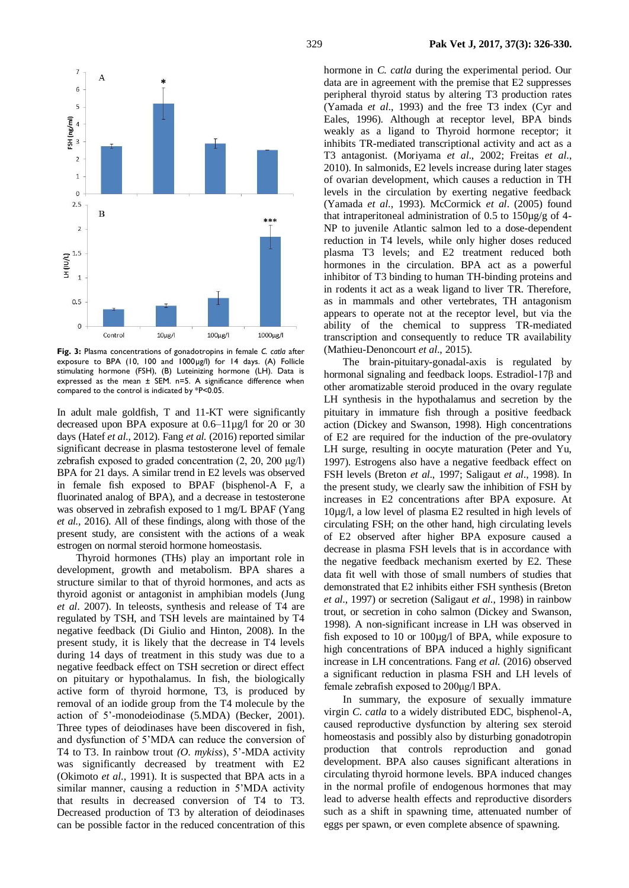**Fig. 3:** Plasma concentrations of gonadotropins in female *C. catla* after exposure to BPA (10, 100 and 1000µg/l) for 14 days. (A) Follicle stimulating hormone (FSH), (B) Luteinizing hormone (LH). Data is expressed as the mean ± SEM. n=5. A significance difference when compared to the control is indicated by *P<0.05.

In adult male goldfish, T and 11-KT were significantly decreased upon BPA exposure at 0.6–11µg/l for 20 or 30 days (Hatef *et al.*, 2012). Fang *et al.* (2016) reported similar significant decrease in plasma testosterone level of female zebrafish exposed to graded concentration (2, 20, 200 µg/l) BPA for 21 days. A similar trend in E2 levels was observed in female fish exposed to BPAF (bisphenol-A F, a fluorinated analog of BPA), and a decrease in testosterone was observed in zebrafish exposed to 1 mg/L BPAF (Yang *et al.*, 2016). All of these findings, along with those of the present study, are consistent with the actions of a weak estrogen on normal steroid hormone homeostasis.

Thyroid hormones (THs) play an important role in development, growth and metabolism. BPA shares a structure similar to that of thyroid hormones, and acts as thyroid agonist or antagonist in amphibian models (Jung *et al.* 2007). In teleosts, synthesis and release of T4 are regulated by TSH, and TSH levels are maintained by T4 negative feedback (Di Giulio and Hinton, 2008). In the present study, it is likely that the decrease in T4 levels during 14 days of treatment in this study was due to a negative feedback effect on TSH secretion or direct effect on pituitary or hypothalamus. In fish, the biologically active form of thyroid hormone, T3, is produced by removal of an iodide group from the T4 molecule by the action of 5'-monodeiodinase (5.MDA) (Becker, 2001). Three types of deiodinases have been discovered in fish, and dysfunction of 5'MDA can reduce the conversion of T4 to T3. In rainbow trout *(O. mykiss)*, 5'-MDA activity was significantly decreased by treatment with E2 (Okimoto *et al.*, 1991). It is suspected that BPA acts in a similar manner, causing a reduction in 5'MDA activity that results in decreased conversion of T4 to T3. Decreased production of T3 by alteration of deiodinases can be possible factor in the reduced concentration of this hormone in *C. catla* during the experimental period. Our data are in agreement with the premise that E2 suppresses peripheral thyroid status by altering T3 production rates (Yamada *et al.*, 1993) and the free T3 index (Cyr and Eales, 1996). Although at receptor level, BPA binds weakly as a ligand to Thyroid hormone receptor; it inhibits TR-mediated transcriptional activity and act as a T3 antagonist. (Moriyama *et al.*, 2002; Freitas *et al.*, 2010). In salmonids, E2 levels increase during later stages of ovarian development, which causes a reduction in TH levels in the circulation by exerting negative feedback (Yamada *et al.*, 1993). McCormick *et al.* (2005) found that intraperitoneal administration of 0.5 to 150µg/g of 4-NP to juvenile Atlantic salmon led to a dose-dependent reduction in T4 levels, while only higher doses reduced plasma T3 levels; and E2 treatment reduced both hormones in the circulation. BPA act as a powerful inhibitor of T3 binding to human TH-binding proteins and in rodents it act as a weak ligand to liver TR. Therefore, as in mammals and other vertebrates, TH antagonism appears to operate not at the receptor level, but via the ability of the chemical to suppress TR-mediated transcription and consequently to reduce TR availability (Mathieu-Denoncourt *et al.*, 2015).

The brain-pituitary-gonadal-axis is regulated by hormonal signaling and feedback loops. Estradiol-17β and other aromatizable steroid produced in the ovary regulate LH synthesis in the hypothalamus and secretion by the pituitary in immature fish through a positive feedback action (Dickey and Swanson, 1998). High concentrations of E2 are required for the induction of the pre-ovulatory LH surge, resulting in oocyte maturation (Peter and Yu, 1997). Estrogens also have a negative feedback effect on FSH levels (Breton *et al.*, 1997; Saligaut *et al.*, 1998). In the present study, we clearly saw the inhibition of FSH by increases in E2 concentrations after BPA exposure. At 10µg/l, a low level of plasma E2 resulted in high levels of circulating FSH; on the other hand, high circulating levels of E2 observed after higher BPA exposure caused a decrease in plasma FSH levels that is in accordance with the negative feedback mechanism exerted by E2. These data fit well with those of small numbers of studies that demonstrated that E2 inhibits either FSH synthesis (Breton *et al.*, 1997) or secretion (Saligaut *et al.*, 1998) in rainbow trout, or secretion in coho salmon (Dickey and Swanson, 1998). A non-significant increase in LH was observed in fish exposed to 10 or 100µg/l of BPA, while exposure to high concentrations of BPA induced a highly significant increase in LH concentrations. Fang *et al.* (2016) observed a significant reduction in plasma FSH and LH levels of female zebrafish exposed to 200µg/l BPA.

In summary, the exposure of sexually immature virgin *C. catla* to a widely distributed EDC, bisphenol-A, caused reproductive dysfunction by altering sex steroid homeostasis and possibly also by disturbing gonadotropin production that controls reproduction and gonad development. BPA also causes significant alterations in circulating thyroid hormone levels. BPA induced changes in the normal profile of endogenous hormones that may lead to adverse health effects and reproductive disorders such as a shift in spawning time, attenuated number of eggs per spawn, or even complete absence of spawning.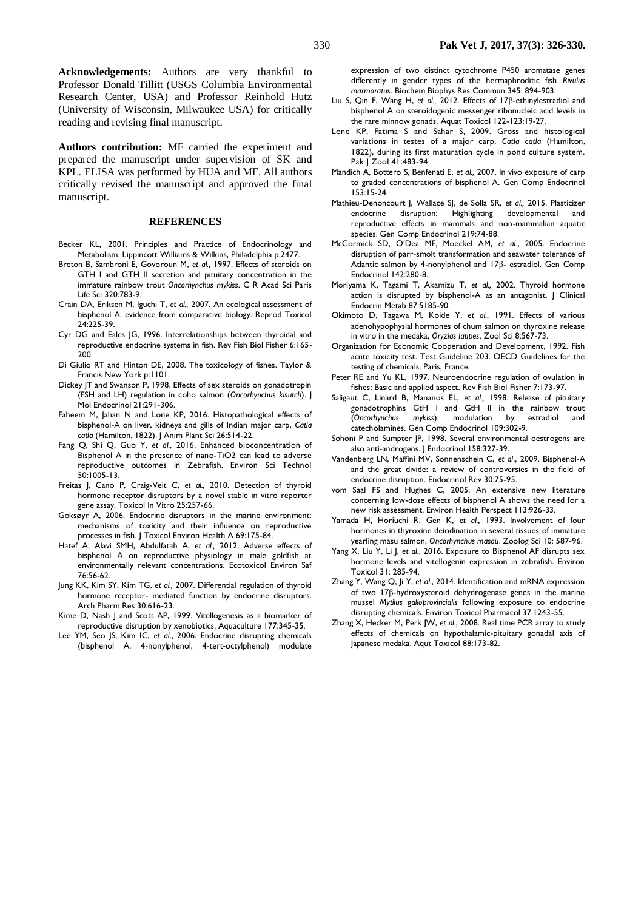**Acknowledgements:** Authors are very thankful to Professor Donald Tillitt (USGS Columbia Environmental Research Center, USA) and Professor Reinhold Hutz (University of Wisconsin, Milwaukee USA) for critically reading and revising final manuscript.

**Authors contribution:** MF carried the experiment and prepared the manuscript under supervision of SK and KPL. ELISA was performed by HUA and MF. All authors critically revised the manuscript and approved the final manuscript.

## REFERENCES

Becker KL, 2001. Principles and Practice of Endocrinology and Metabolism. Lippincott Williams & Wilkins, Philadelphia p:2477.

Breton B, Sambroni E, Govoroun M, *et al.,* 1997. Effects of steroids on GTH I and GTH II secretion and pituitary concentration in the immature rainbow trout *Oncorhynchus mykiss*. C R Acad Sci Paris Life Sci 320:783-9.

Crain DA, Eriksen M, Iguchi T, *et al.,* 2007. An ecological assessment of bisphenol A: evidence from comparative biology. Reprod Toxicol 24:225-39.

Cyr DG and Eales JG, 1996. Interrelationships between thyroidal and reproductive endocrine systems in fish. Rev Fish Biol Fisher 6:165-200.

Di Giulio RT and Hinton DE, 2008. The toxicology of fishes. Taylor & Francis New York p:1101.

Dickey JT and Swanson P, 1998. Effects of sex steroids on gonadotropin (FSH and LH) regulation in coho salmon (*Oncorhynchus kisutch*). J Mol Endocrinol 21:291-306.

Faheem M, Jahan N and Lone KP, 2016. Histopathological effects of bisphenol-A on liver, kidneys and gills of Indian major carp, *Catla catla* (Hamilton, 1822). J Anim Plant Sci 26:514-22.

Fang Q, Shi Q, Guo Y, *et al.,* 2016. Enhanced bioconcentration of Bisphenol A in the presence of nano-TiO2 can lead to adverse reproductive outcomes in Zebrafish. Environ Sci Technol 50:1005-13.

Freitas J, Cano P, Craig-Veit C, *et al.,* 2010. Detection of thyroid hormone receptor disruptors by a novel stable in vitro reporter gene assay. Toxicol In Vitro 25:257-66.

Goksøyr A, 2006. Endocrine disruptors in the marine environment: mechanisms of toxicity and their influence on reproductive processes in fish. J Toxicol Environ Health A 69:175-84.

Hatef A, Alavi SMH, Abdulfatah A, *et al.,* 2012. Adverse effects of bisphenol A on reproductive physiology in male goldfish at environmentally relevant concentrations. Ecotoxicol Environ Saf 76:56-62.

Jung KK, Kim SY, Kim TG, *et al.,* 2007. Differential regulation of thyroid hormone receptor- mediated function by endocrine disruptors. Arch Pharm Res 30:616-23.

Kime D, Nash J and Scott AP, 1999. Vitellogenesis as a biomarker of reproductive disruption by xenobiotics. Aquaculture 177:345-35.

Lee YM, Seo JS, Kim IC, *et al*., 2006. Endocrine disrupting chemicals (bisphenol A, 4-nonylphenol, 4-tert-octylphenol) modulate expression of two distinct cytochrome P450 aromatase genes differently in gender types of the hermaphroditic fish *Rivulus marmoratus*. Biochem Biophys Res Commun 345: 894-903.

Liu S, Qin F, Wang H, *et al.,* 2012. Effects of 17β-ethinylestradiol and bisphenol A on steroidogenic messenger ribonucleic acid levels in the rare minnow gonads. Aquat Toxicol 122-123:19-27.

Lone KP, Fatima S and Sahar S, 2009. Gross and histological variations in testes of a major carp, *Catla catla* (Hamilton, 1822), during its first maturation cycle in pond culture system. Pak J Zool 41:483-94.

Mandich A, Bottero S, Benfenati E, *et al.,* 2007. In vivo exposure of carp to graded concentrations of bisphenol A. Gen Comp Endocrinol 153:15-24.

Mathieu-Denoncourt J, Wallace SJ, de Solla SR, *et al.,* 2015. Plasticizer endocrine disruption: Highlighting developmental and reproductive effects in mammals and non-mammalian aquatic species. Gen Comp Endocrinol 219:74-88.

McCormick SD, O'Dea MF, Moeckel AM, *et al*., 2005. Endocrine disruption of parr-smolt transformation and seawater tolerance of Atlantic salmon by 4-nonylphenol and 17β- estradiol. Gen Comp Endocrinol 142:280-8.

Moriyama K, Tagami T, Akamizu T, *et al.,* 2002. Thyroid hormone action is disrupted by bisphenol-A as an antagonist. J Clinical Endocrin Metab 87:5185-90.

Okimoto D, Tagawa M, Koide Y, *et al*., 1991. Effects of various adenohypophysial hormones of chum salmon on thyroxine release in vitro in the medaka, *Oryzias latipes*. Zool Sci 8:567-73.

Organization for Economic Cooperation and Development, 1992. Fish acute toxicity test. Test Guideline 203. OECD Guidelines for the testing of chemicals. Paris, France.

Peter RE and Yu KL, 1997. Neuroendocrine regulation of ovulation in fishes: Basic and applied aspect. Rev Fish Biol Fisher 7:173-97.

Saligaut C, Linard B, Mananos EL, *et al.,* 1998. Release of pituitary gonadotrophins GtH I and GtH II in the rainbow trout (*Oncorhynchus mykiss*): modulation by estradiol and catecholamines. Gen Comp Endocrinol 109:302-9.

Sohoni P and Sumpter JP, 1998. Several environmental oestrogens are also anti-androgens. J Endocrinol 158:327-39.

Vandenberg LN, Maffini MV, Sonnenschein C, *et al*., 2009. Bisphenol-A and the great divide: a review of controversies in the field of endocrine disruption. Endocrinol Rev 30:75-95.

vom Saal FS and Hughes C, 2005. An extensive new literature concerning low-dose effects of bisphenol A shows the need for a new risk assessment. Environ Health Perspect 113:926-33.

Yamada H, Horiuchi R, Gen K, *et al.,* 1993. Involvement of four hormones in thyroxine deiodination in several tissues of immature yearling masu salmon, *Oncorhynchus masou*. Zoolog Sci 10: 587-96.

Yang X, Liu Y, Li J, *et al*., 2016. Exposure to Bisphenol AF disrupts sex hormone levels and vitellogenin expression in zebrafish. Environ Toxicol 31: 285-94.

Zhang Y, Wang Q, Ji Y, *et al*., 2014. Identification and mRNA expression of two 17β-hydroxysteroid dehydrogenase genes in the marine mussel *Mytilus galloprovincialis* following exposure to endocrine disrupting chemicals. Environ Toxicol Pharmacol 37:1243-55.

Zhang X, Hecker M, Perk JW, *et al*., 2008. Real time PCR array to study effects of chemicals on hypothalamic-pituitary gonadal axis of Japanese medaka. Aqut Toxicol 88:173-82.